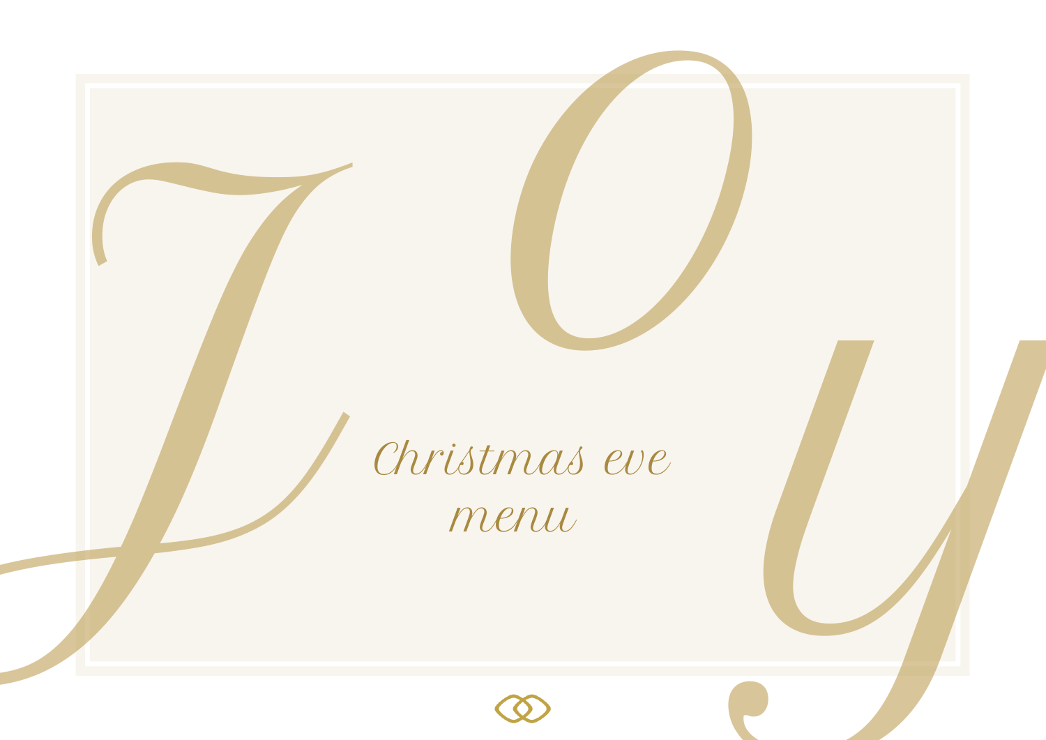# JOY

## Christmas eve menu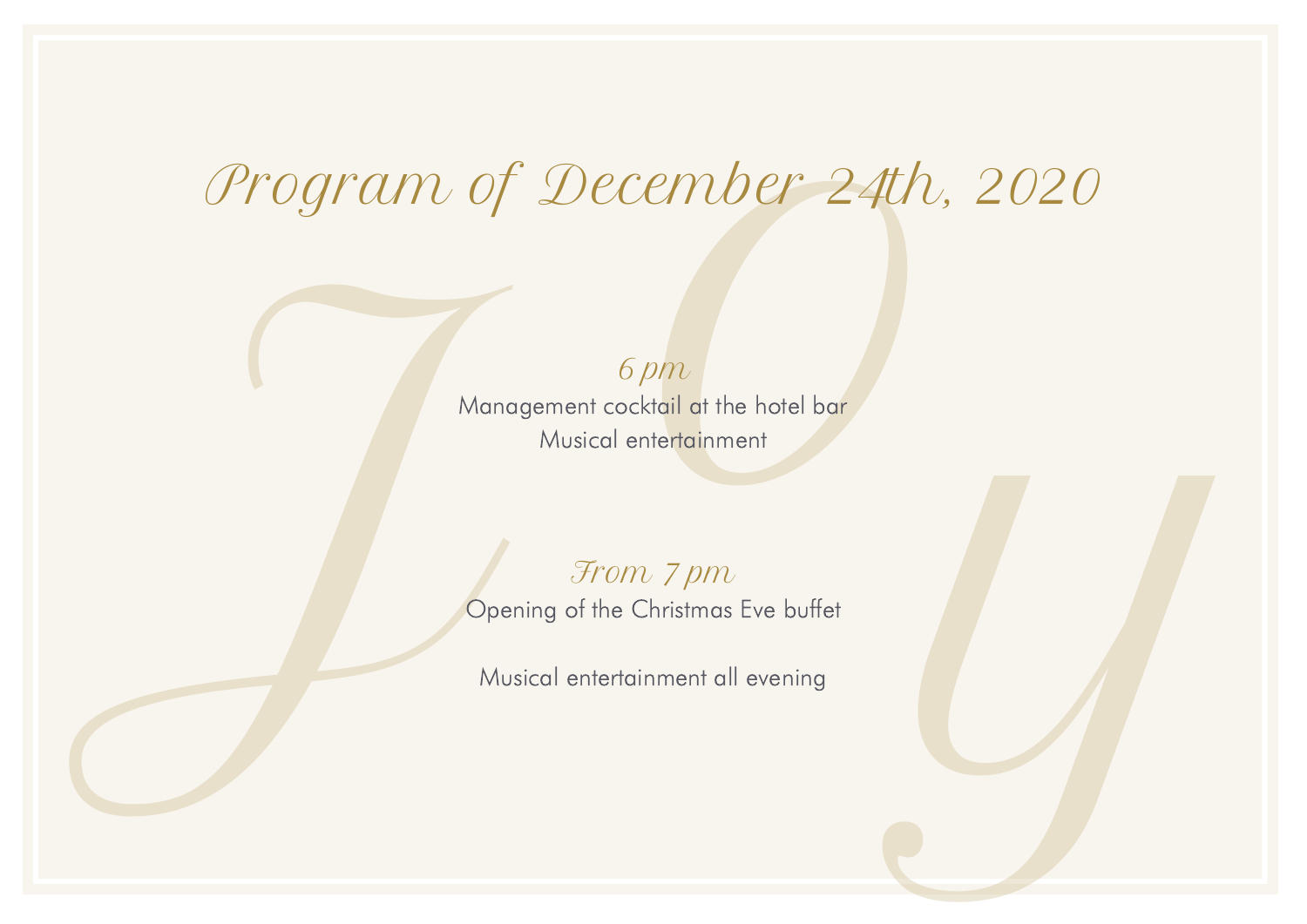# *Program of December 24th, 2020*

*6 pm*

Management cocktail at the hotel bar
Musical entertainment

*From 7 pm*

Opening of the Christmas Eve buffet

Musical entertainment all evening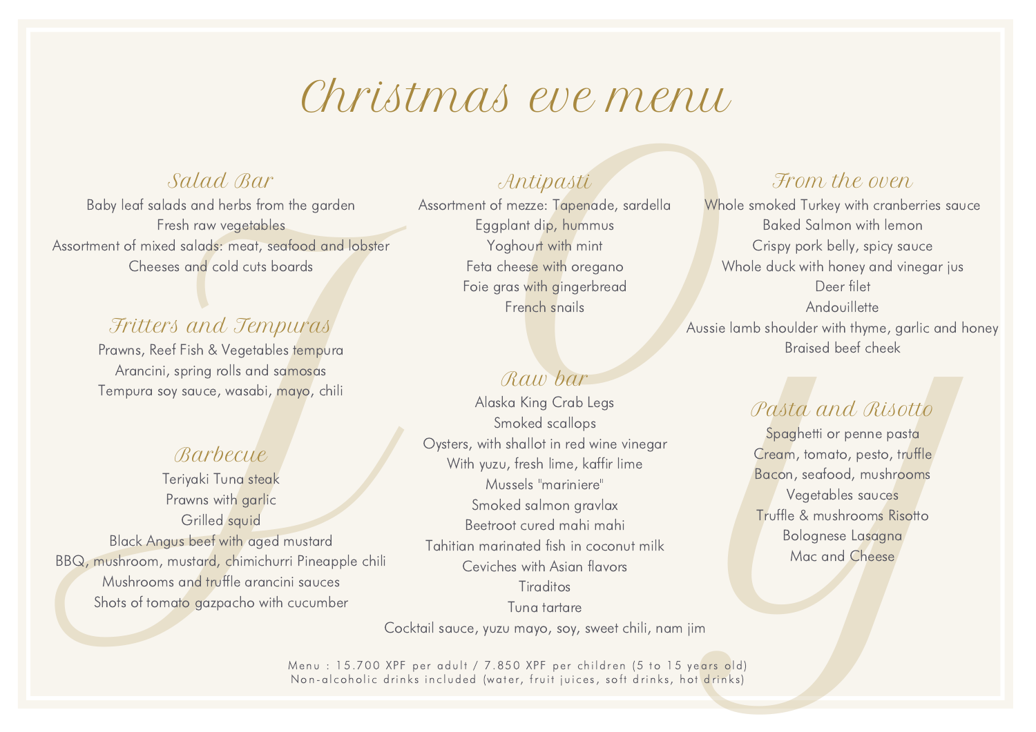# Christmas eve menu

## Salad Bar

Baby leaf salads and herbs from the garden
Fresh raw vegetables
Assortment of mixed salads: meat, seafood and lobster
Cheeses and cold cuts boards

## Fritters and Tempuras

Prawns, Reef Fish & Vegetables tempura
Arancini, spring rolls and samosas
Tempura soy sauce, wasabi, mayo, chili

## Barbecue

Teriyaki Tuna steak
Prawns with garlic
Grilled squid
Black Angus beef with aged mustard
BBQ, mushroom, mustard, chimichurri Pineapple chili
Mushrooms and truffle arancini sauces
Shots of tomato gazpacho with cucumber

## Antipasti

Assortment of mezze: Tapenade, sardella
Eggplant dip, hummus
Yoghourt with mint
Feta cheese with oregano
Foie gras with gingerbread
French snails

## Raw bar

Alaska King Crab Legs
Smoked scallops
Oysters, with shallot in red wine vinegar
With yuzu, fresh lime, kaffir lime
Mussels "mariniere"
Smoked salmon gravlax
Beetroot cured mahi mahi
Tahitian marinated fish in coconut milk
Ceviches with Asian flavors
Tiraditos
Tuna tartare
Cocktail sauce, yuzu mayo, soy, sweet chili, nam jim

## From the oven

Whole smoked Turkey with cranberries sauce
Baked Salmon with lemon
Crispy pork belly, spicy sauce
Whole duck with honey and vinegar jus
Deer filet
Andouillette
Aussie lamb shoulder with thyme, garlic and honey
Braised beef cheek

## Pasta and Risotto

Spaghetti or penne pasta
Cream, tomato, pesto, truffle
Bacon, seafood, mushrooms
Vegetables sauces
Truffle & mushrooms Risotto
Bolognese Lasagna
Mac and Cheese

Menu : 15.700 XPF per adult / 7.850 XPF per children (5 to 15 years old)
Non-alcoholic drinks included (water, fruit juices, soft drinks, hot drinks)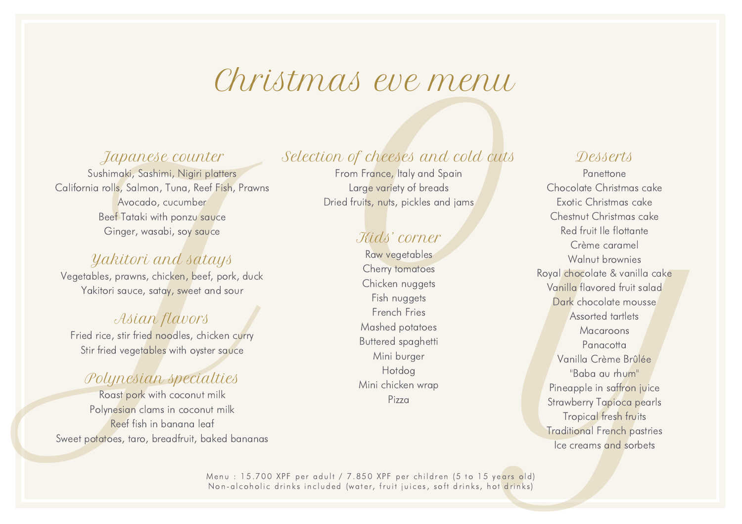# Christmas eve menu

## Japanese counter

Sushimaki, Sashimi, Nigiri platters
California rolls, Salmon, Tuna, Reef Fish, Prawns
Avocado, cucumber
Beef Tataki with ponzu sauce
Ginger, wasabi, soy sauce

## Yakitori and satays

Vegetables, prawns, chicken, beef, pork, duck
Yakitori sauce, satay, sweet and sour

## Asian flavors

Fried rice, stir fried noodles, chicken curry
Stir fried vegetables with oyster sauce

## Polynesian specialties

Roast pork with coconut milk
Polynesian clams in coconut milk
Reef fish in banana leaf
Sweet potatoes, taro, breadfruit, baked bananas

## Selection of cheeses and cold cuts

From France, Italy and Spain
Large variety of breads
Dried fruits, nuts, pickles and jams

## Kids' corner

Raw vegetables
Cherry tomatoes
Chicken nuggets
Fish nuggets
French Fries
Mashed potatoes
Buttered spaghetti
Mini burger
Hotdog
Mini chicken wrap
Pizza

## Desserts

Panettone
Chocolate Christmas cake
Exotic Christmas cake
Chestnut Christmas cake
Red fruit Ile flottante
Crème caramel
Walnut brownies
Royal chocolate & vanilla cake
Vanilla flavored fruit salad
Dark chocolate mousse
Assorted tartlets
Macaroons
Panacotta
Vanilla Crème Brûlée
"Baba au rhum"
Pineapple in saffron juice
Strawberry Tapioca pearls
Tropical fresh fruits
Traditional French pastries
Ice creams and sorbets

Menu : 15.700 XPF per adult / 7.850 XPF per children (5 to 15 years old)
Non-alcoholic drinks included (water, fruit juices, soft drinks, hot drinks)